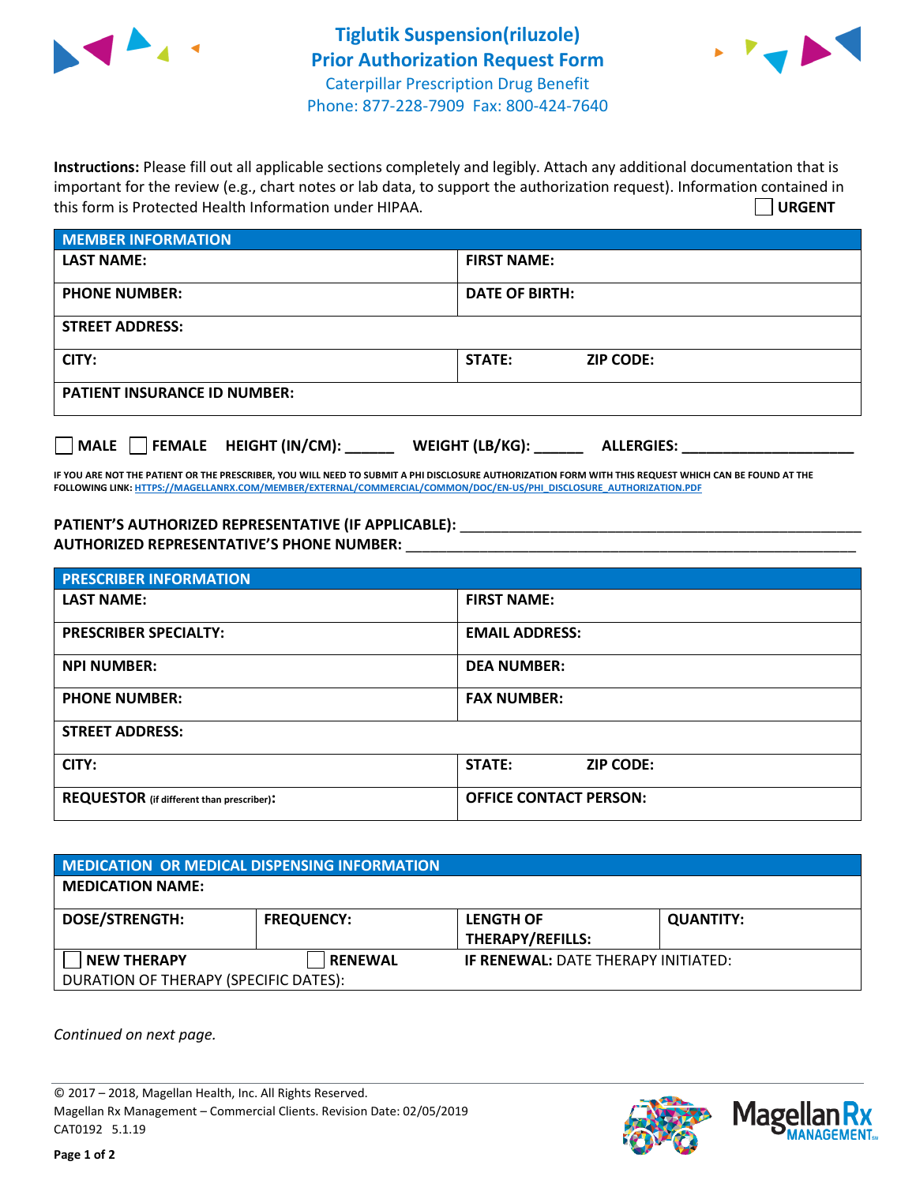# Tiglutik Suspension(riluzole) Prior Authorization Request Form

Caterpillar Prescription Drug Benefit
Phone: 877-228-7909 Fax: 800-424-7640

**Instructions:** Please fill out all applicable sections completely and legibly. Attach any additional documentation that is important for the review (e.g., chart notes or lab data, to support the authorization request). Information contained in this form is Protected Health Information under HIPAA.

☐ **URGENT**

| MEMBER INFORMATION | |
|---|---|
| **LAST NAME:** | **FIRST NAME:** |
| **PHONE NUMBER:** | **DATE OF BIRTH:** |
| **STREET ADDRESS:** | |
| **CITY:** | **STATE:** **ZIP CODE:** |
| **PATIENT INSURANCE ID NUMBER:** | |

☐ **MALE** ☐ **FEMALE** **HEIGHT (IN/CM):** ______ **WEIGHT (LB/KG):** ______ **ALLERGIES:** ____________________

**IF YOU ARE NOT THE PATIENT OR THE PRESCRIBER, YOU WILL NEED TO SUBMIT A PHI DISCLOSURE AUTHORIZATION FORM WITH THIS REQUEST WHICH CAN BE FOUND AT THE FOLLOWING LINK: HTTPS://MAGELLANRX.COM/MEMBER/EXTERNAL/COMMERCIAL/COMMON/DOC/EN-US/PHI_DISCLOSURE_AUTHORIZATION.PDF**

**PATIENT'S AUTHORIZED REPRESENTATIVE (IF APPLICABLE):** ____________________________________________

**AUTHORIZED REPRESENTATIVE'S PHONE NUMBER:** ____________________________________________

| PRESCRIBER INFORMATION | |
|---|---|
| **LAST NAME:** | **FIRST NAME:** |
| **PRESCRIBER SPECIALTY:** | **EMAIL ADDRESS:** |
| **NPI NUMBER:** | **DEA NUMBER:** |
| **PHONE NUMBER:** | **FAX NUMBER:** |
| **STREET ADDRESS:** | |
| **CITY:** | **STATE:** **ZIP CODE:** |
| **REQUESTOR** (if different than prescriber)**:** | **OFFICE CONTACT PERSON:** |

| MEDICATION OR MEDICAL DISPENSING INFORMATION | | | |
|---|---|---|---|
| **MEDICATION NAME:** | | | |
| **DOSE/STRENGTH:** | **FREQUENCY:** | **LENGTH OF THERAPY/REFILLS:** | **QUANTITY:** |
| ☐ **NEW THERAPY** | ☐ **RENEWAL** | **IF RENEWAL:** DATE THERAPY INITIATED: | |
| DURATION OF THERAPY (SPECIFIC DATES): | | | |

*Continued on next page.*

© 2017 – 2018, Magellan Health, Inc. All Rights Reserved.
Magellan Rx Management – Commercial Clients. Revision Date: 02/05/2019
CAT0192 5.1.19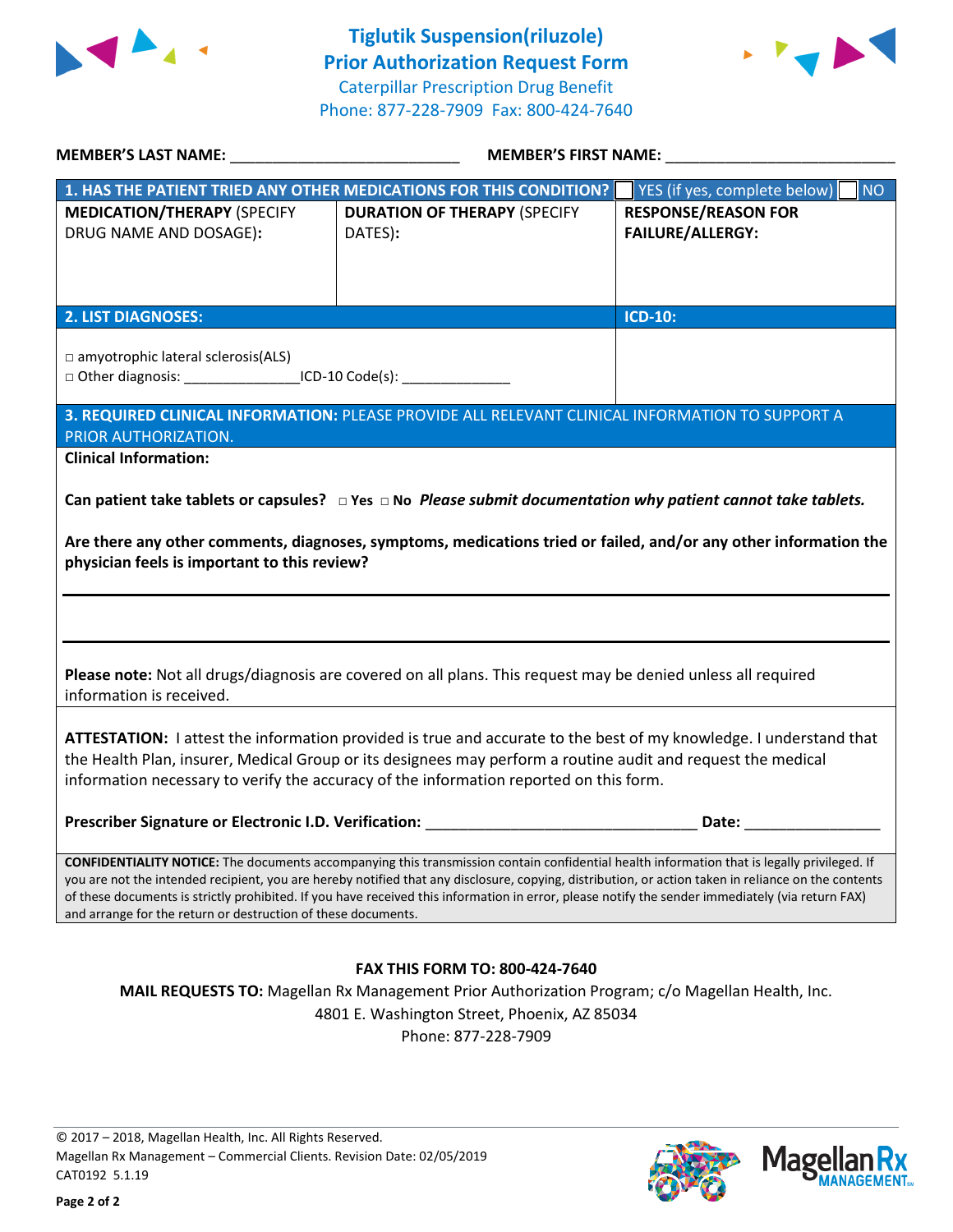# Tiglutik Suspension(riluzole) Prior Authorization Request Form

Caterpillar Prescription Drug Benefit
Phone: 877-228-7909 Fax: 800-424-7640

**MEMBER'S LAST NAME:** ___________________________ **MEMBER'S FIRST NAME:** ___________________________

| **1. HAS THE PATIENT TRIED ANY OTHER MEDICATIONS FOR THIS CONDITION?** | | ☐ YES (if yes, complete below) ☐ NO |
|---|---|---|
| **MEDICATION/THERAPY** (SPECIFY DRUG NAME AND DOSAGE): | **DURATION OF THERAPY** (SPECIFY DATES): | **RESPONSE/REASON FOR FAILURE/ALLERGY:** |
| | | |

| **2. LIST DIAGNOSES:** | **ICD-10:** |
|---|---|
| □ amyotrophic lateral sclerosis(ALS)<br>□ Other diagnosis: _______________ICD-10 Code(s): ______________ | |

**3. REQUIRED CLINICAL INFORMATION:** PLEASE PROVIDE ALL RELEVANT CLINICAL INFORMATION TO SUPPORT A PRIOR AUTHORIZATION.

**Clinical Information:**

**Can patient take tablets or capsules?** □ **Yes** □ **No** ***Please submit documentation why patient cannot take tablets.***

**Are there any other comments, diagnoses, symptoms, medications tried or failed, and/or any other information the physician feels is important to this review?**

---

---

**Please note:** Not all drugs/diagnosis are covered on all plans. This request may be denied unless all required information is received.

**ATTESTATION:** I attest the information provided is true and accurate to the best of my knowledge. I understand that the Health Plan, insurer, Medical Group or its designees may perform a routine audit and request the medical information necessary to verify the accuracy of the information reported on this form.

**Prescriber Signature or Electronic I.D. Verification:** ________________________________ **Date:** ________________

**CONFIDENTIALITY NOTICE:** The documents accompanying this transmission contain confidential health information that is legally privileged. If you are not the intended recipient, you are hereby notified that any disclosure, copying, distribution, or action taken in reliance on the contents of these documents is strictly prohibited. If you have received this information in error, please notify the sender immediately (via return FAX) and arrange for the return or destruction of these documents.

**FAX THIS FORM TO: 800-424-7640**

**MAIL REQUESTS TO:** Magellan Rx Management Prior Authorization Program; c/o Magellan Health, Inc.
4801 E. Washington Street, Phoenix, AZ 85034
Phone: 877-228-7909

© 2017 – 2018, Magellan Health, Inc. All Rights Reserved.
Magellan Rx Management – Commercial Clients. Revision Date: 02/05/2019
CAT0192 5.1.19